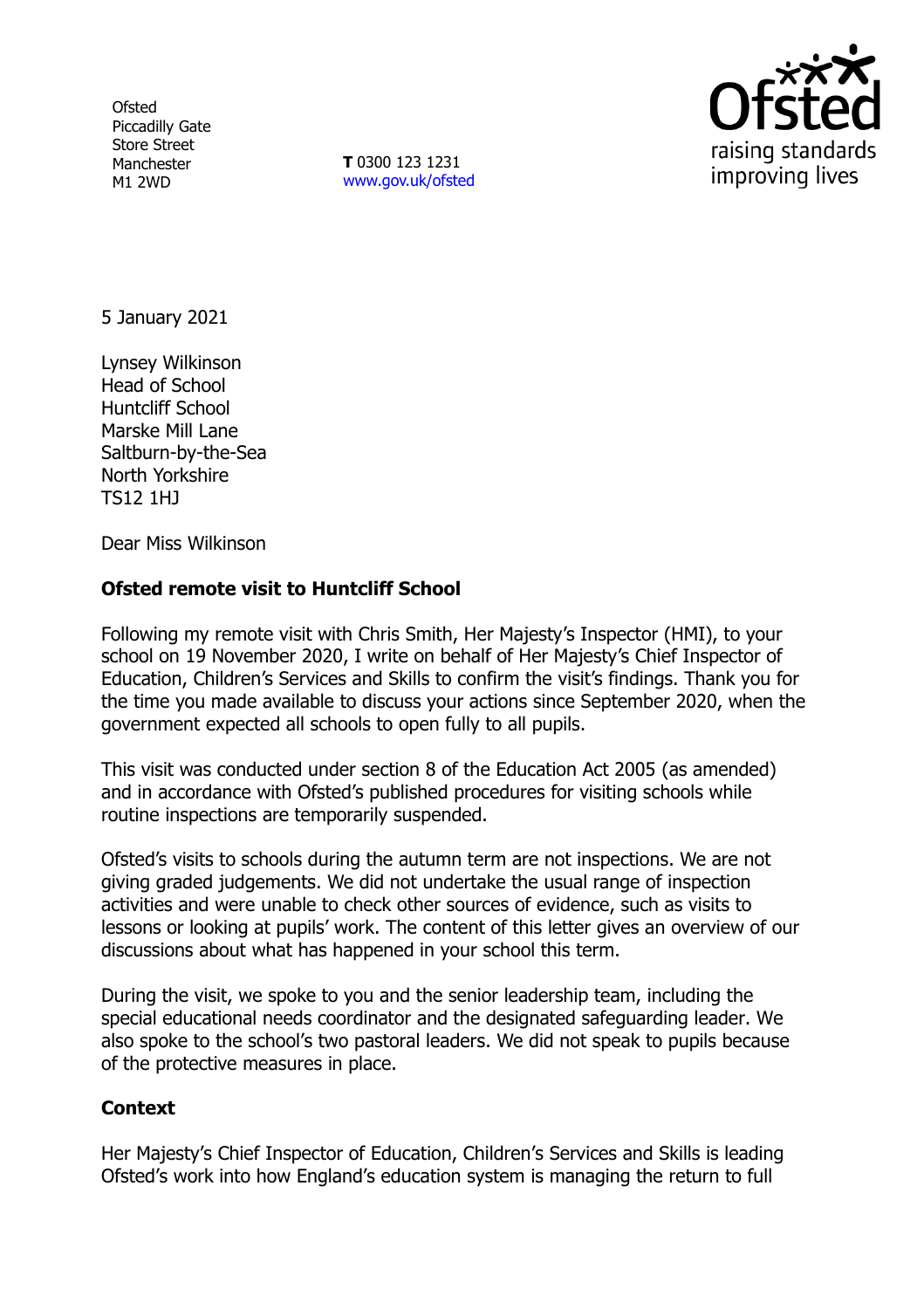Ofsted
Piccadilly Gate
Store Street
Manchester
M1 2WD

**T** 0300 123 1231
www.gov.uk/ofsted

5 January 2021

Lynsey Wilkinson
Head of School
Huntcliff School
Marske Mill Lane
Saltburn-by-the-Sea
North Yorkshire
TS12 1HJ

Dear Miss Wilkinson

**Ofsted remote visit to Huntcliff School**

Following my remote visit with Chris Smith, Her Majesty's Inspector (HMI), to your school on 19 November 2020, I write on behalf of Her Majesty's Chief Inspector of Education, Children's Services and Skills to confirm the visit's findings. Thank you for the time you made available to discuss your actions since September 2020, when the government expected all schools to open fully to all pupils.

This visit was conducted under section 8 of the Education Act 2005 (as amended) and in accordance with Ofsted's published procedures for visiting schools while routine inspections are temporarily suspended.

Ofsted's visits to schools during the autumn term are not inspections. We are not giving graded judgements. We did not undertake the usual range of inspection activities and were unable to check other sources of evidence, such as visits to lessons or looking at pupils' work. The content of this letter gives an overview of our discussions about what has happened in your school this term.

During the visit, we spoke to you and the senior leadership team, including the special educational needs coordinator and the designated safeguarding leader. We also spoke to the school's two pastoral leaders. We did not speak to pupils because of the protective measures in place.

**Context**

Her Majesty's Chief Inspector of Education, Children's Services and Skills is leading Ofsted's work into how England's education system is managing the return to full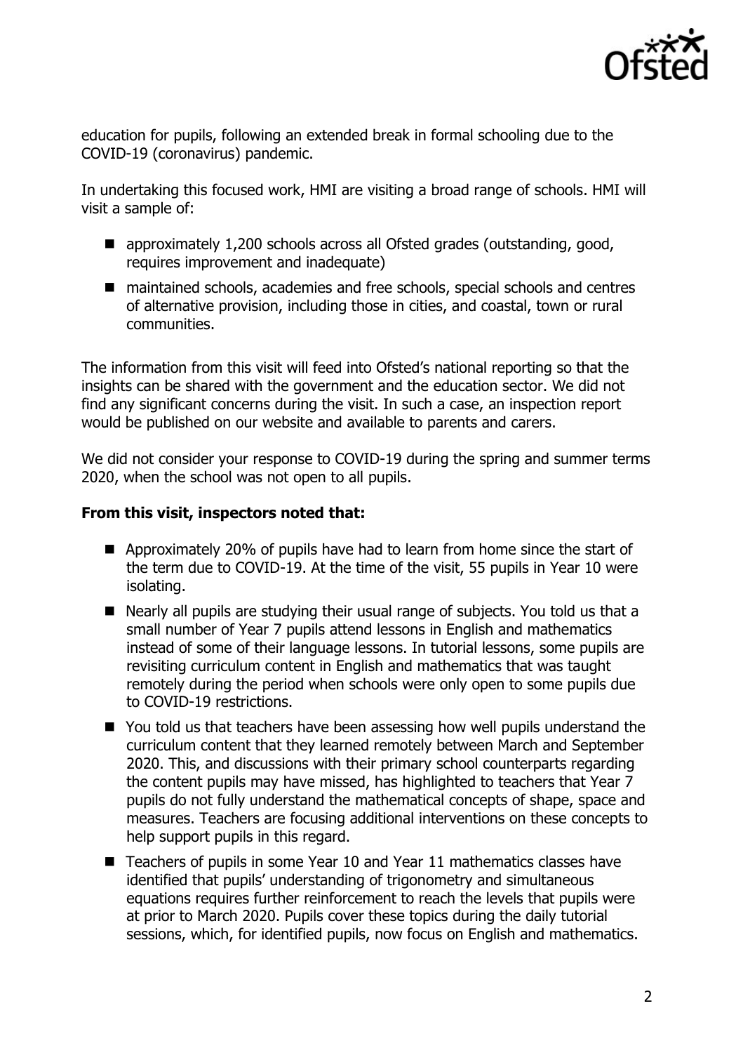education for pupils, following an extended break in formal schooling due to the COVID-19 (coronavirus) pandemic.

In undertaking this focused work, HMI are visiting a broad range of schools. HMI will visit a sample of:

- approximately 1,200 schools across all Ofsted grades (outstanding, good, requires improvement and inadequate)
- maintained schools, academies and free schools, special schools and centres of alternative provision, including those in cities, and coastal, town or rural communities.

The information from this visit will feed into Ofsted's national reporting so that the insights can be shared with the government and the education sector. We did not find any significant concerns during the visit. In such a case, an inspection report would be published on our website and available to parents and carers.

We did not consider your response to COVID-19 during the spring and summer terms 2020, when the school was not open to all pupils.

**From this visit, inspectors noted that:**

- Approximately 20% of pupils have had to learn from home since the start of the term due to COVID-19. At the time of the visit, 55 pupils in Year 10 were isolating.
- Nearly all pupils are studying their usual range of subjects. You told us that a small number of Year 7 pupils attend lessons in English and mathematics instead of some of their language lessons. In tutorial lessons, some pupils are revisiting curriculum content in English and mathematics that was taught remotely during the period when schools were only open to some pupils due to COVID-19 restrictions.
- You told us that teachers have been assessing how well pupils understand the curriculum content that they learned remotely between March and September 2020. This, and discussions with their primary school counterparts regarding the content pupils may have missed, has highlighted to teachers that Year 7 pupils do not fully understand the mathematical concepts of shape, space and measures. Teachers are focusing additional interventions on these concepts to help support pupils in this regard.
- Teachers of pupils in some Year 10 and Year 11 mathematics classes have identified that pupils' understanding of trigonometry and simultaneous equations requires further reinforcement to reach the levels that pupils were at prior to March 2020. Pupils cover these topics during the daily tutorial sessions, which, for identified pupils, now focus on English and mathematics.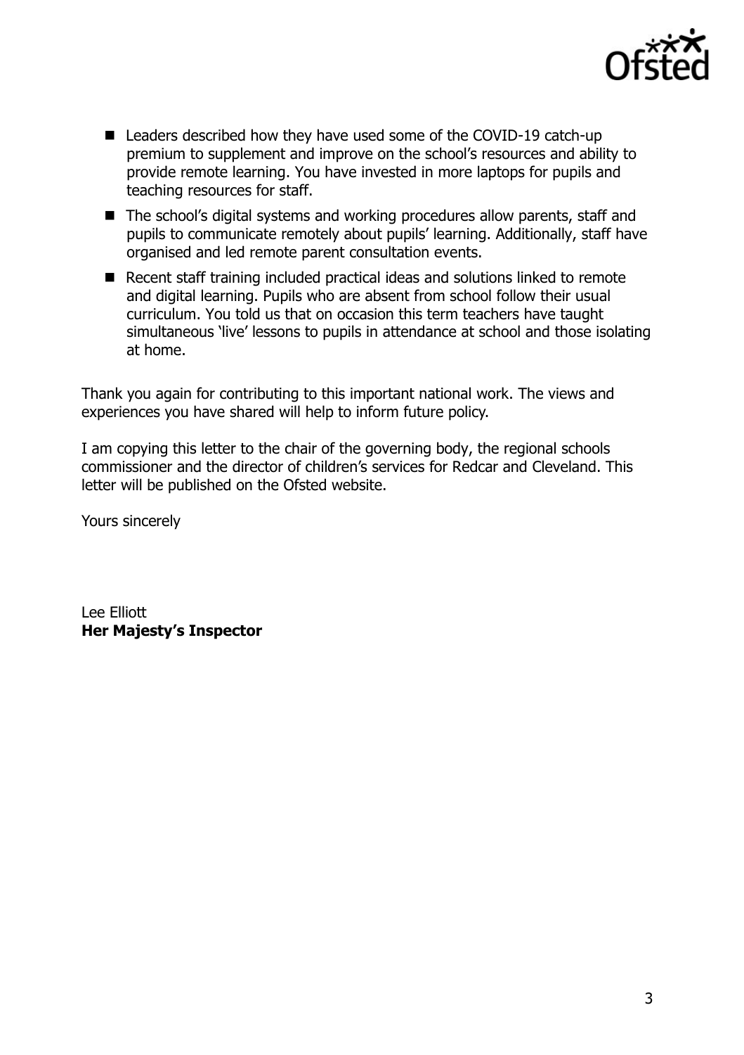- Leaders described how they have used some of the COVID-19 catch-up premium to supplement and improve on the school's resources and ability to provide remote learning. You have invested in more laptops for pupils and teaching resources for staff.
- The school's digital systems and working procedures allow parents, staff and pupils to communicate remotely about pupils' learning. Additionally, staff have organised and led remote parent consultation events.
- Recent staff training included practical ideas and solutions linked to remote and digital learning. Pupils who are absent from school follow their usual curriculum. You told us that on occasion this term teachers have taught simultaneous 'live' lessons to pupils in attendance at school and those isolating at home.

Thank you again for contributing to this important national work. The views and experiences you have shared will help to inform future policy.

I am copying this letter to the chair of the governing body, the regional schools commissioner and the director of children's services for Redcar and Cleveland. This letter will be published on the Ofsted website.

Yours sincerely

Lee Elliott
**Her Majesty's Inspector**